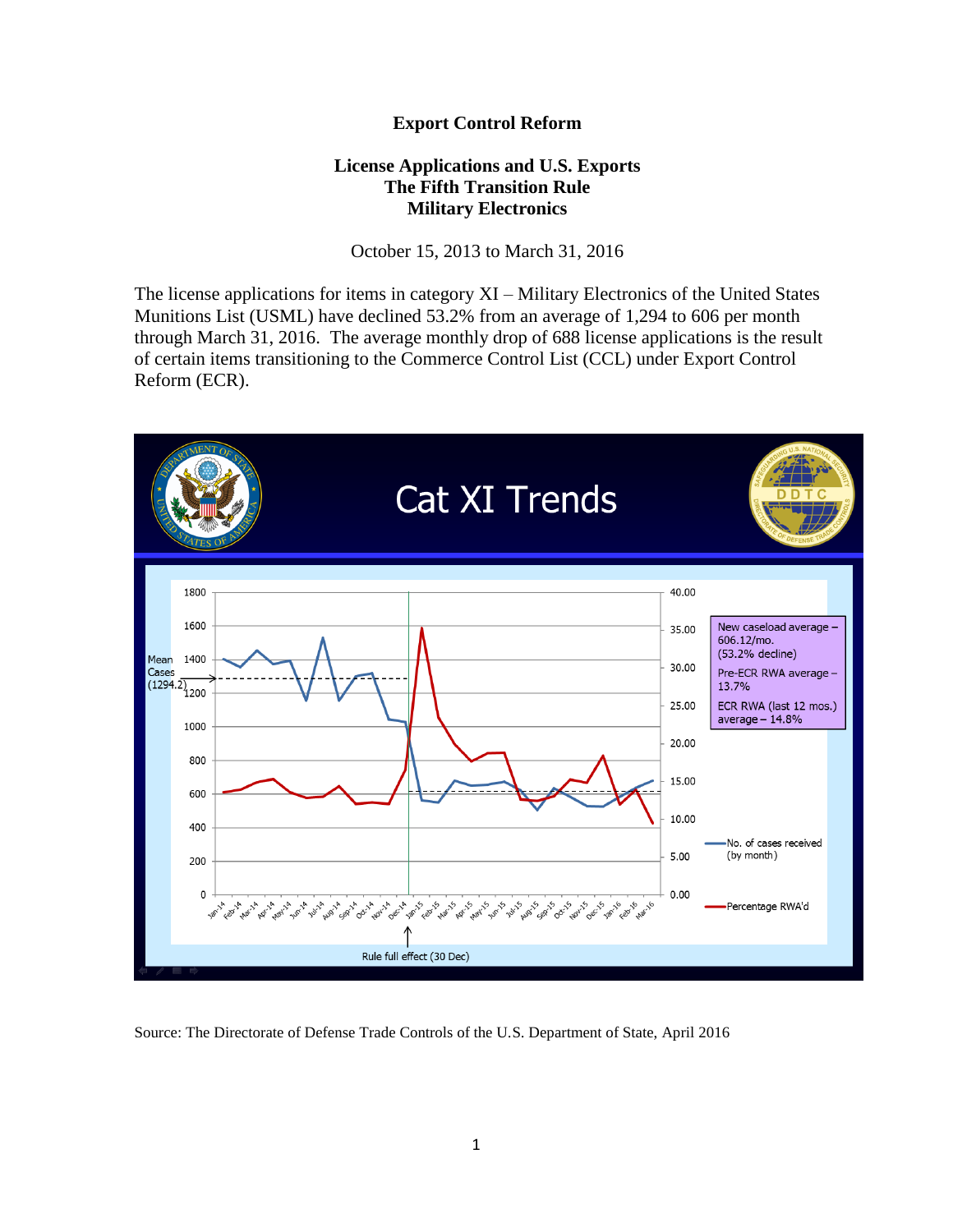# Export Control Reform

## License Applications and U.S. Exports
## The Fifth Transition Rule
## Military Electronics

October 15, 2013 to March 31, 2016

The license applications for items in category XI – Military Electronics of the United States Munitions List (USML) have declined 53.2% from an average of 1,294 to 606 per month through March 31, 2016. The average monthly drop of 688 license applications is the result of certain items transitioning to the Commerce Control List (CCL) under Export Control Reform (ECR).

Source: The Directorate of Defense Trade Controls of the U.S. Department of State, April 2016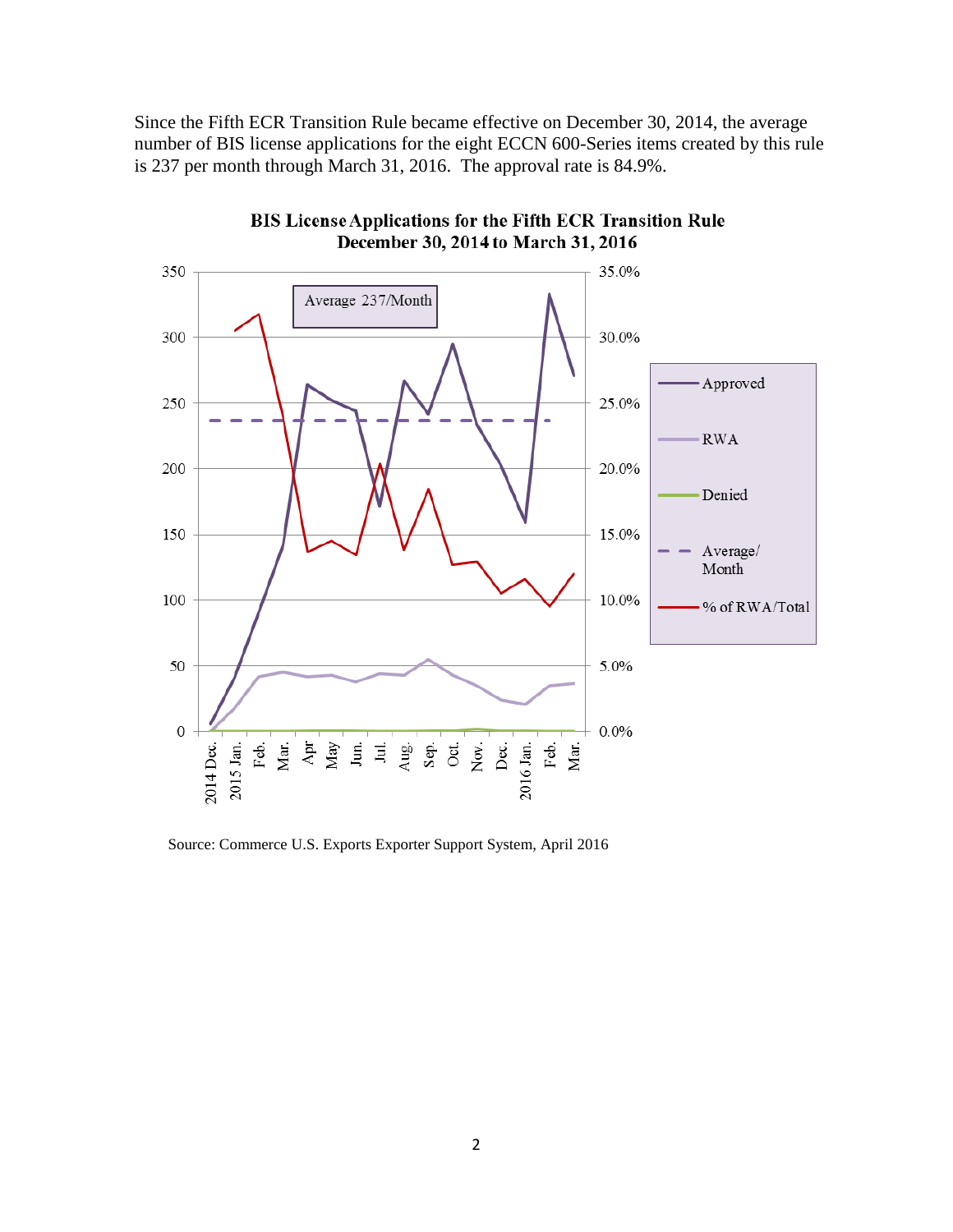Since the Fifth ECR Transition Rule became effective on December 30, 2014, the average number of BIS license applications for the eight ECCN 600-Series items created by this rule is 237 per month through March 31, 2016. The approval rate is 84.9%.

**BIS License Applications for the Fifth ECR Transition Rule December 30, 2014 to March 31, 2016**

Source: Commerce U.S. Exports Exporter Support System, April 2016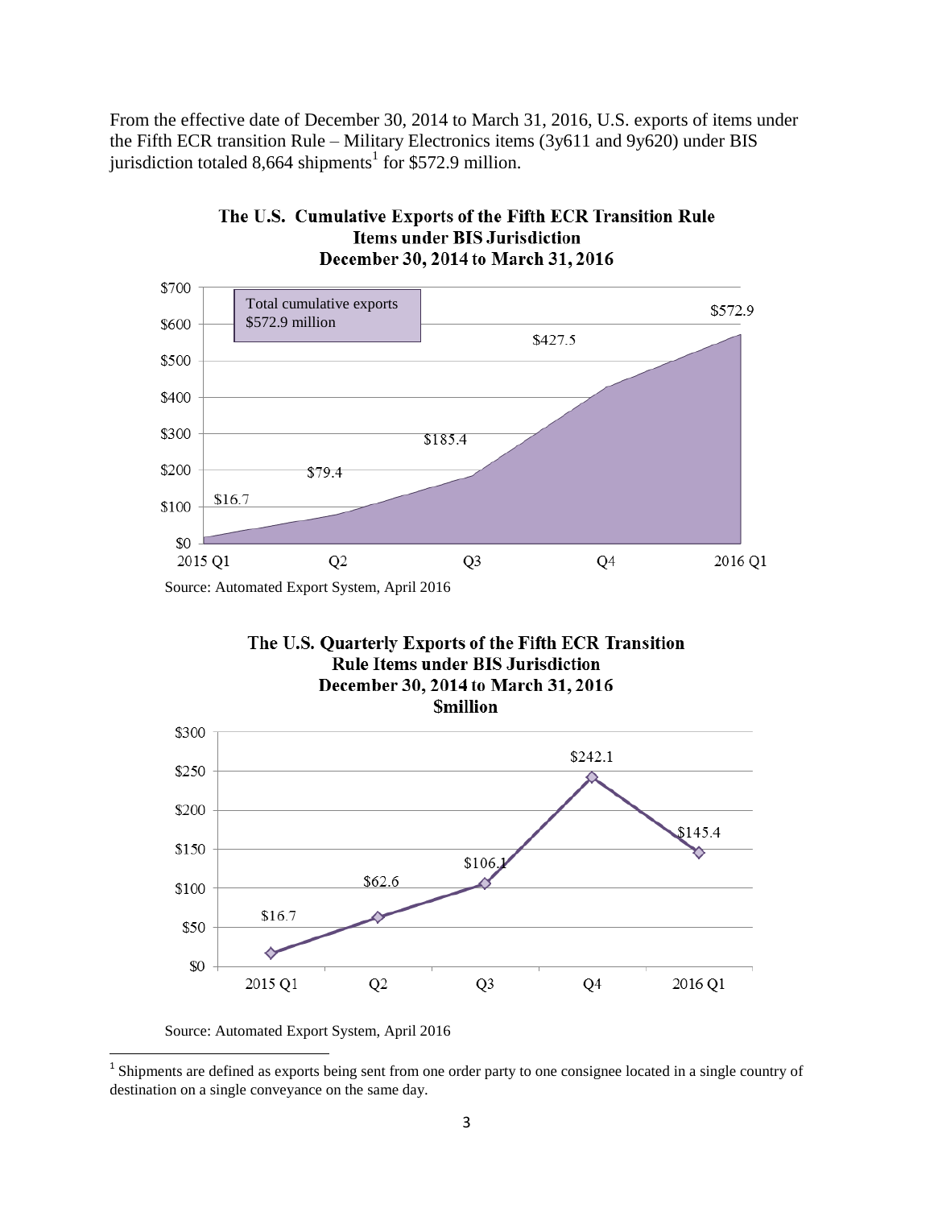From the effective date of December 30, 2014 to March 31, 2016, U.S. exports of items under the Fifth ECR transition Rule – Military Electronics items (3y611 and 9y620) under BIS jurisdiction totaled 8,664 shipments[1] for $572.9 million.

**The U.S. Cumulative Exports of the Fifth ECR Transition Rule Items under BIS Jurisdiction December 30, 2014 to March 31, 2016**

| Quarter | Cumulative exports ($ million) |
|---|---|
| 2015 Q1 | $16.7 |
| Q2 | $79.4 |
| Q3 | $185.4 |
| Q4 | $427.5 |
| 2016 Q1 | $572.9 |

Total cumulative exports $572.9 million

Source: Automated Export System, April 2016

**The U.S. Quarterly Exports of the Fifth ECR Transition Rule Items under BIS Jurisdiction December 30, 2014 to March 31, 2016 $million**

| Quarter | Quarterly exports ($ million) |
|---|---|
| 2015 Q1 | $16.7 |
| Q2 | $62.6 |
| Q3 | $106.1 |
| Q4 | $242.1 |
| 2016 Q1 | $145.4 |

Source: Automated Export System, April 2016

[1] Shipments are defined as exports being sent from one order party to one consignee located in a single country of destination on a single conveyance on the same day.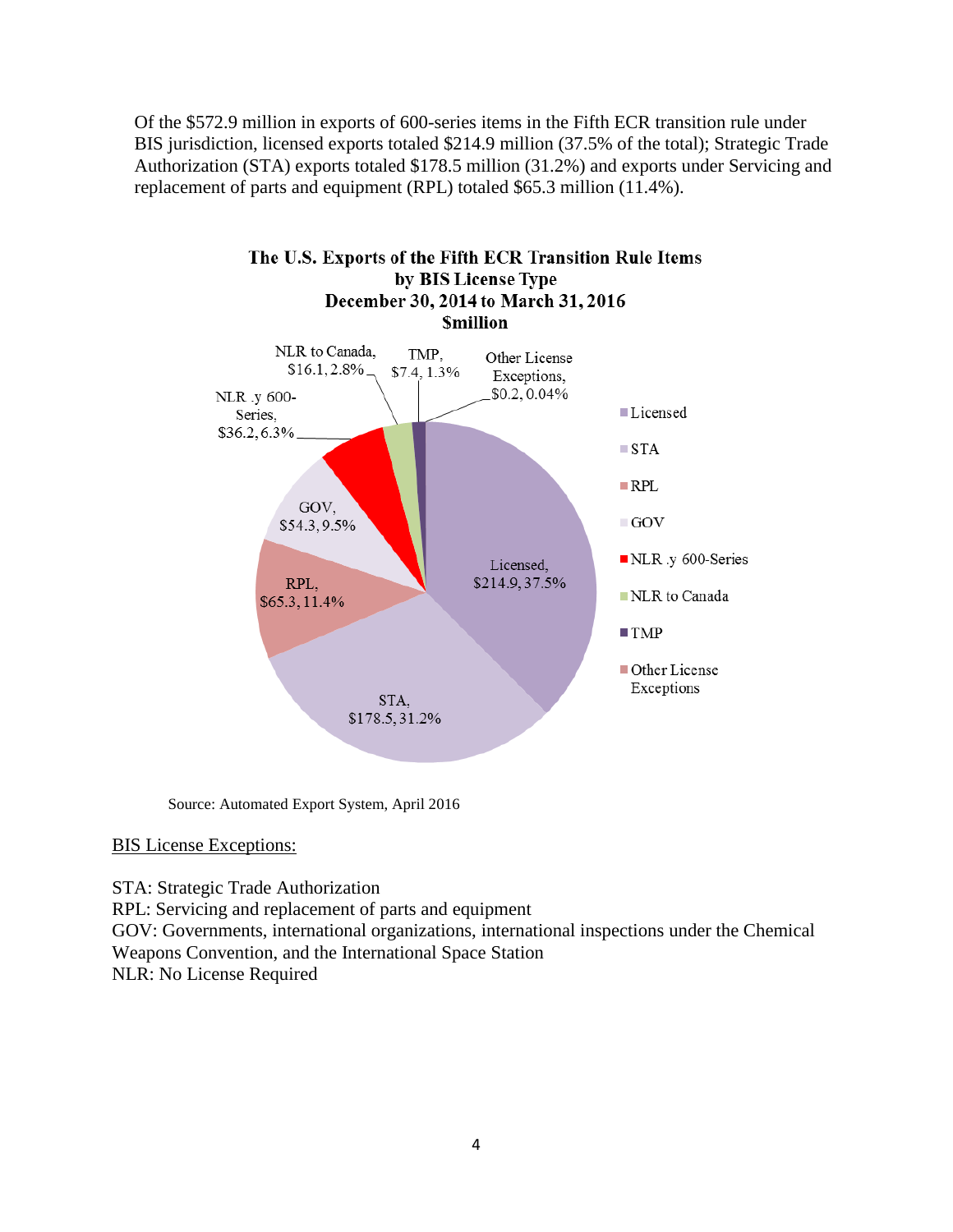Of the $572.9 million in exports of 600-series items in the Fifth ECR transition rule under BIS jurisdiction, licensed exports totaled $214.9 million (37.5% of the total); Strategic Trade Authorization (STA) exports totaled $178.5 million (31.2%) and exports under Servicing and replacement of parts and equipment (RPL) totaled $65.3 million (11.4%).

**The U.S. Exports of the Fifth ECR Transition Rule Items by BIS License Type December 30, 2014 to March 31, 2016 $million**

Licensed, $214.9, 37.5%
STA, $178.5, 31.2%
RPL, $65.3, 11.4%
GOV, $54.3, 9.5%
NLR .y 600-Series, $36.2, 6.3%
NLR to Canada, $16.1, 2.8%
TMP, $7.4, 1.3%
Other License Exceptions, $0.2, 0.04%

Licensed
STA
RPL
GOV
NLR .y 600-Series
NLR to Canada
TMP
Other License Exceptions

Source: Automated Export System, April 2016

<u>BIS License Exceptions:</u>

STA: Strategic Trade Authorization
RPL: Servicing and replacement of parts and equipment
GOV: Governments, international organizations, international inspections under the Chemical Weapons Convention, and the International Space Station
NLR: No License Required